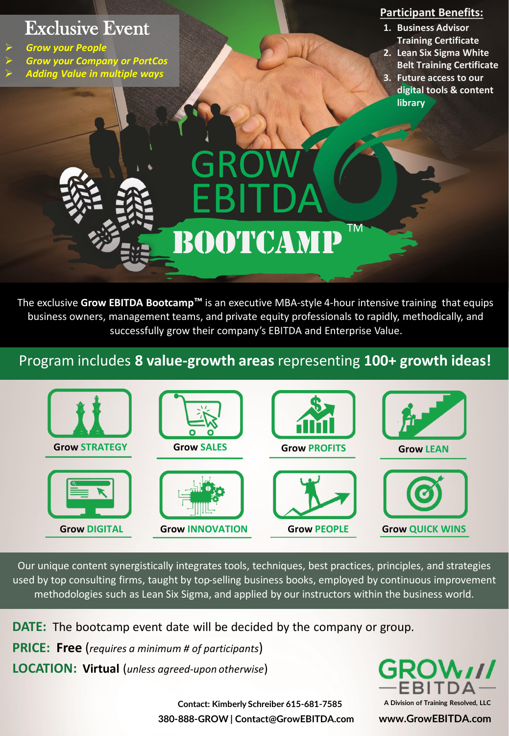## Exclusive Event

- *Grow your People*
- *Grow your Company or PortCos*
- *Adding Value in multiple ways*

**Participant Benefits:**

1. **Business Advisor Training Certificate**
2. **Lean Six Sigma White Belt Training Certificate**
3. **Future access to our digital tools & content library**

# GROW EBITDA BOOTCAMP™

The exclusive **Grow EBITDA Bootcamp™** is an executive MBA-style 4-hour intensive training that equips business owners, management teams, and private equity professionals to rapidly, methodically, and successfully grow their company's EBITDA and Enterprise Value.

## Program includes **8 value-growth areas** representing **100+ growth ideas!**

- Grow STRATEGY
- Grow SALES
- Grow PROFITS
- Grow LEAN
- Grow DIGITAL
- Grow INNOVATION
- Grow PEOPLE
- Grow QUICK WINS

Our unique content synergistically integrates tools, techniques, best practices, principles, and strategies used by top consulting firms, taught by top-selling business books, employed by continuous improvement methodologies such as Lean Six Sigma, and applied by our instructors within the business world.

**DATE:** The bootcamp event date will be decided by the company or group.

**PRICE:** **Free** (*requires a minimum # of participants*)

**LOCATION:** **Virtual** (*unless agreed-upon otherwise*)

**Contact: Kimberly Schreiber 615-681-7585**
**380-888-GROW | Contact@GrowEBITDA.com**

GROW EBITDA
A Division of Training Resolved, LLC
**www.GrowEBITDA.com**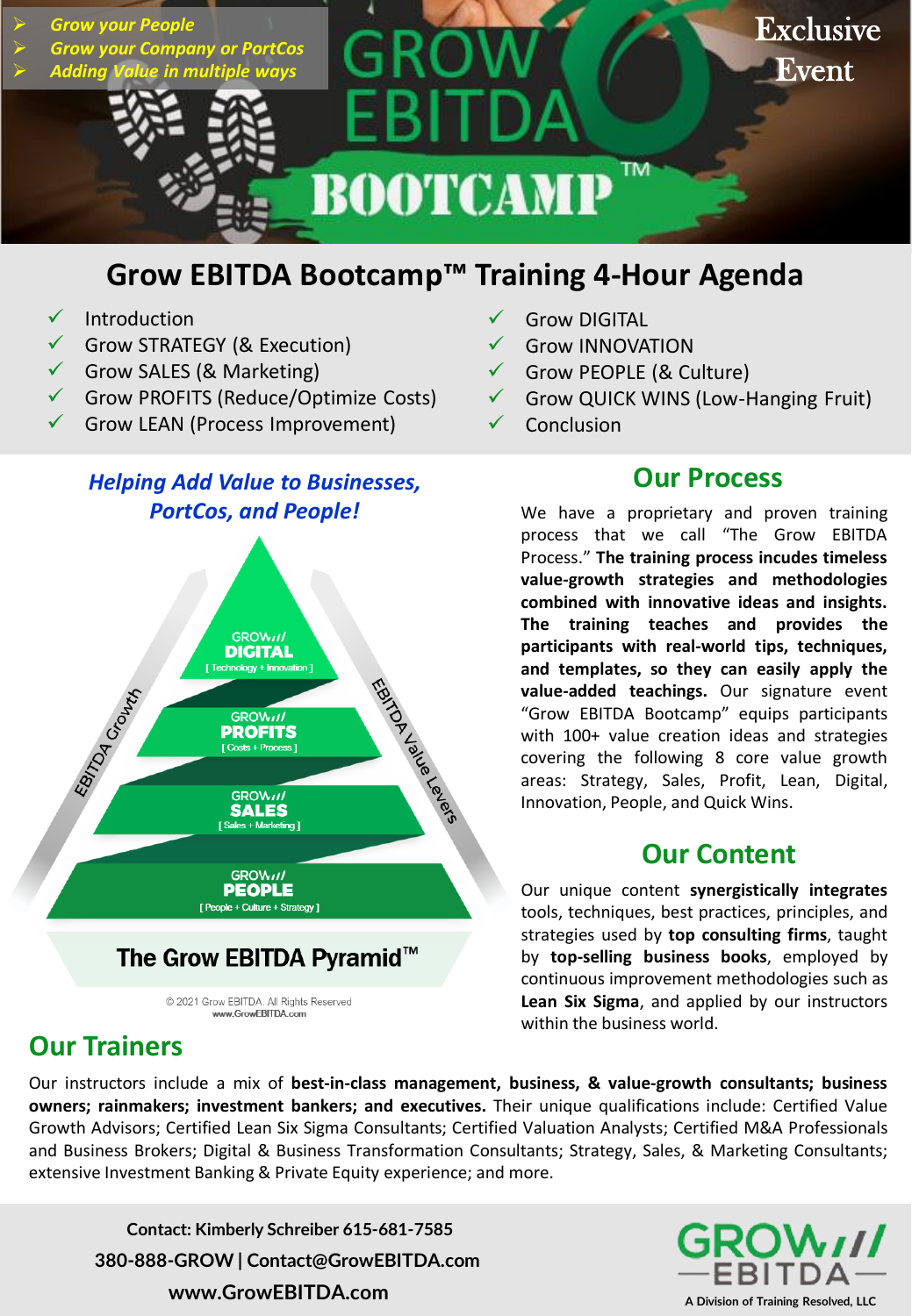- *Grow your People*
- *Grow your Company or PortCos*
- *Adding Value in multiple ways*

GROW EBITDA BOOTCAMP™

Exclusive Event

# Grow EBITDA Bootcamp™ Training 4-Hour Agenda

- ✓ Introduction
- ✓ Grow STRATEGY (& Execution)
- ✓ Grow SALES (& Marketing)
- ✓ Grow PROFITS (Reduce/Optimize Costs)
- ✓ Grow LEAN (Process Improvement)
- ✓ Grow DIGITAL
- ✓ Grow INNOVATION
- ✓ Grow PEOPLE (& Culture)
- ✓ Grow QUICK WINS (Low-Hanging Fruit)
- ✓ Conclusion

***Helping Add Value to Businesses, PortCos, and People!***

GROW DIGITAL
[ Technology + Innovation ]

GROW PROFITS
[ Costs + Process ]

GROW SALES
[ Sales + Marketing ]

GROW PEOPLE
[ People + Culture + Strategy ]

EBITDA Growth

EBITDA Value Levers

The Grow EBITDA Pyramid™

© 2021 Grow EBITDA. All Rights Reserved
www.GrowEBITDA.com

## Our Process

We have a proprietary and proven training process that we call "The Grow EBITDA Process." **The training process incudes timeless value-growth strategies and methodologies combined with innovative ideas and insights. The training teaches and provides the participants with real-world tips, techniques, and templates, so they can easily apply the value-added teachings.** Our signature event "Grow EBITDA Bootcamp" equips participants with 100+ value creation ideas and strategies covering the following 8 core value growth areas: Strategy, Sales, Profit, Lean, Digital, Innovation, People, and Quick Wins.

## Our Content

Our unique content **synergistically integrates** tools, techniques, best practices, principles, and strategies used by **top consulting firms**, taught by **top-selling business books**, employed by continuous improvement methodologies such as **Lean Six Sigma**, and applied by our instructors within the business world.

## Our Trainers

Our instructors include a mix of **best-in-class management, business, & value-growth consultants; business owners; rainmakers; investment bankers; and executives.** Their unique qualifications include: Certified Value Growth Advisors; Certified Lean Six Sigma Consultants; Certified Valuation Analysts; Certified M&A Professionals and Business Brokers; Digital & Business Transformation Consultants; Strategy, Sales, & Marketing Consultants; extensive Investment Banking & Private Equity experience; and more.

**Contact: Kimberly Schreiber 615-681-7585**
**380-888-GROW | Contact@GrowEBITDA.com**
**www.GrowEBITDA.com**

GROW EBITDA
A Division of Training Resolved, LLC